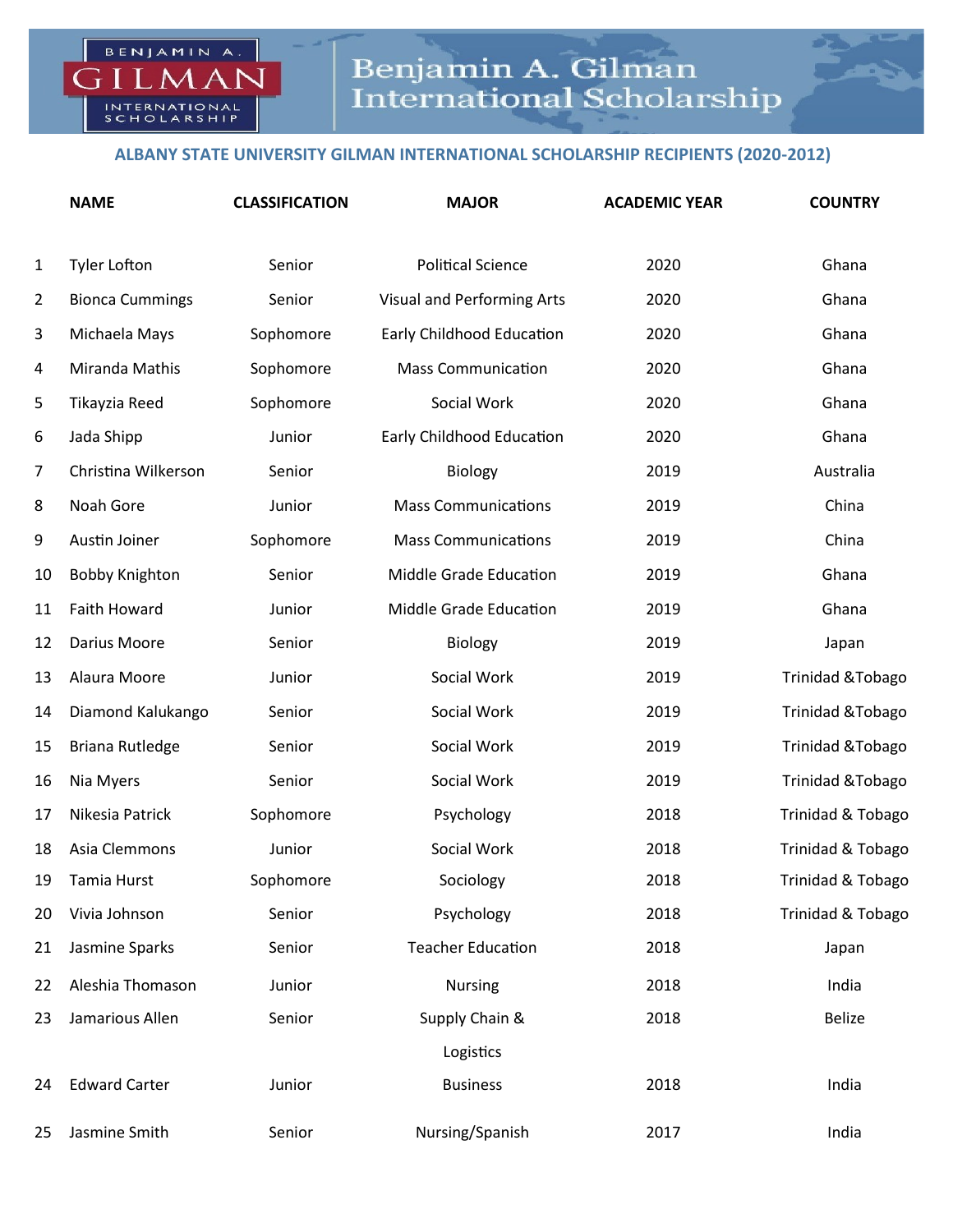# Benjamin A. Gilman International Scholarship

## ALBANY STATE UNIVERSITY GILMAN INTERNATIONAL SCHOLARSHIP RECIPIENTS (2020-2012)

| | NAME | CLASSIFICATION | MAJOR | ACADEMIC YEAR | COUNTRY |
|---|---|---|---|---|---|
| 1 | Tyler Lofton | Senior | Political Science | 2020 | Ghana |
| 2 | Bionca Cummings | Senior | Visual and Performing Arts | 2020 | Ghana |
| 3 | Michaela Mays | Sophomore | Early Childhood Education | 2020 | Ghana |
| 4 | Miranda Mathis | Sophomore | Mass Communication | 2020 | Ghana |
| 5 | Tikayzia Reed | Sophomore | Social Work | 2020 | Ghana |
| 6 | Jada Shipp | Junior | Early Childhood Education | 2020 | Ghana |
| 7 | Christina Wilkerson | Senior | Biology | 2019 | Australia |
| 8 | Noah Gore | Junior | Mass Communications | 2019 | China |
| 9 | Austin Joiner | Sophomore | Mass Communications | 2019 | China |
| 10 | Bobby Knighton | Senior | Middle Grade Education | 2019 | Ghana |
| 11 | Faith Howard | Junior | Middle Grade Education | 2019 | Ghana |
| 12 | Darius Moore | Senior | Biology | 2019 | Japan |
| 13 | Alaura Moore | Junior | Social Work | 2019 | Trinidad &Tobago |
| 14 | Diamond Kalukango | Senior | Social Work | 2019 | Trinidad &Tobago |
| 15 | Briana Rutledge | Senior | Social Work | 2019 | Trinidad &Tobago |
| 16 | Nia Myers | Senior | Social Work | 2019 | Trinidad &Tobago |
| 17 | Nikesia Patrick | Sophomore | Psychology | 2018 | Trinidad & Tobago |
| 18 | Asia Clemmons | Junior | Social Work | 2018 | Trinidad & Tobago |
| 19 | Tamia Hurst | Sophomore | Sociology | 2018 | Trinidad & Tobago |
| 20 | Vivia Johnson | Senior | Psychology | 2018 | Trinidad & Tobago |
| 21 | Jasmine Sparks | Senior | Teacher Education | 2018 | Japan |
| 22 | Aleshia Thomason | Junior | Nursing | 2018 | India |
| 23 | Jamarious Allen | Senior | Supply Chain & Logistics | 2018 | Belize |
| 24 | Edward Carter | Junior | Business | 2018 | India |
| 25 | Jasmine Smith | Senior | Nursing/Spanish | 2017 | India |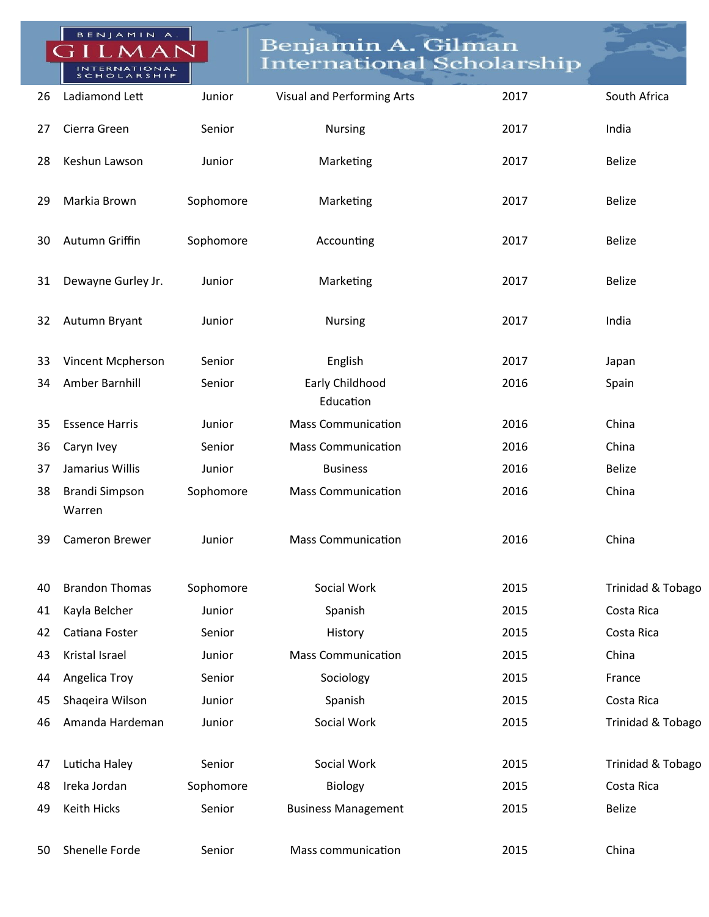| | | | | | |
|---|---|---|---|---|---|
| 26 | Ladiamond Lett | Junior | Visual and Performing Arts | 2017 | South Africa |
| 27 | Cierra Green | Senior | Nursing | 2017 | India |
| 28 | Keshun Lawson | Junior | Marketing | 2017 | Belize |
| 29 | Markia Brown | Sophomore | Marketing | 2017 | Belize |
| 30 | Autumn Griffin | Sophomore | Accounting | 2017 | Belize |
| 31 | Dewayne Gurley Jr. | Junior | Marketing | 2017 | Belize |
| 32 | Autumn Bryant | Junior | Nursing | 2017 | India |
| 33 | Vincent Mcpherson | Senior | English | 2017 | Japan |
| 34 | Amber Barnhill | Senior | Early Childhood Education | 2016 | Spain |
| 35 | Essence Harris | Junior | Mass Communication | 2016 | China |
| 36 | Caryn Ivey | Senior | Mass Communication | 2016 | China |
| 37 | Jamarius Willis | Junior | Business | 2016 | Belize |
| 38 | Brandi Simpson Warren | Sophomore | Mass Communication | 2016 | China |
| 39 | Cameron Brewer | Junior | Mass Communication | 2016 | China |
| 40 | Brandon Thomas | Sophomore | Social Work | 2015 | Trinidad & Tobago |
| 41 | Kayla Belcher | Junior | Spanish | 2015 | Costa Rica |
| 42 | Catiana Foster | Senior | History | 2015 | Costa Rica |
| 43 | Kristal Israel | Junior | Mass Communication | 2015 | China |
| 44 | Angelica Troy | Senior | Sociology | 2015 | France |
| 45 | Shaqeira Wilson | Junior | Spanish | 2015 | Costa Rica |
| 46 | Amanda Hardeman | Junior | Social Work | 2015 | Trinidad & Tobago |
| 47 | Luticha Haley | Senior | Social Work | 2015 | Trinidad & Tobago |
| 48 | Ireka Jordan | Sophomore | Biology | 2015 | Costa Rica |
| 49 | Keith Hicks | Senior | Business Management | 2015 | Belize |
| 50 | Shenelle Forde | Senior | Mass communication | 2015 | China |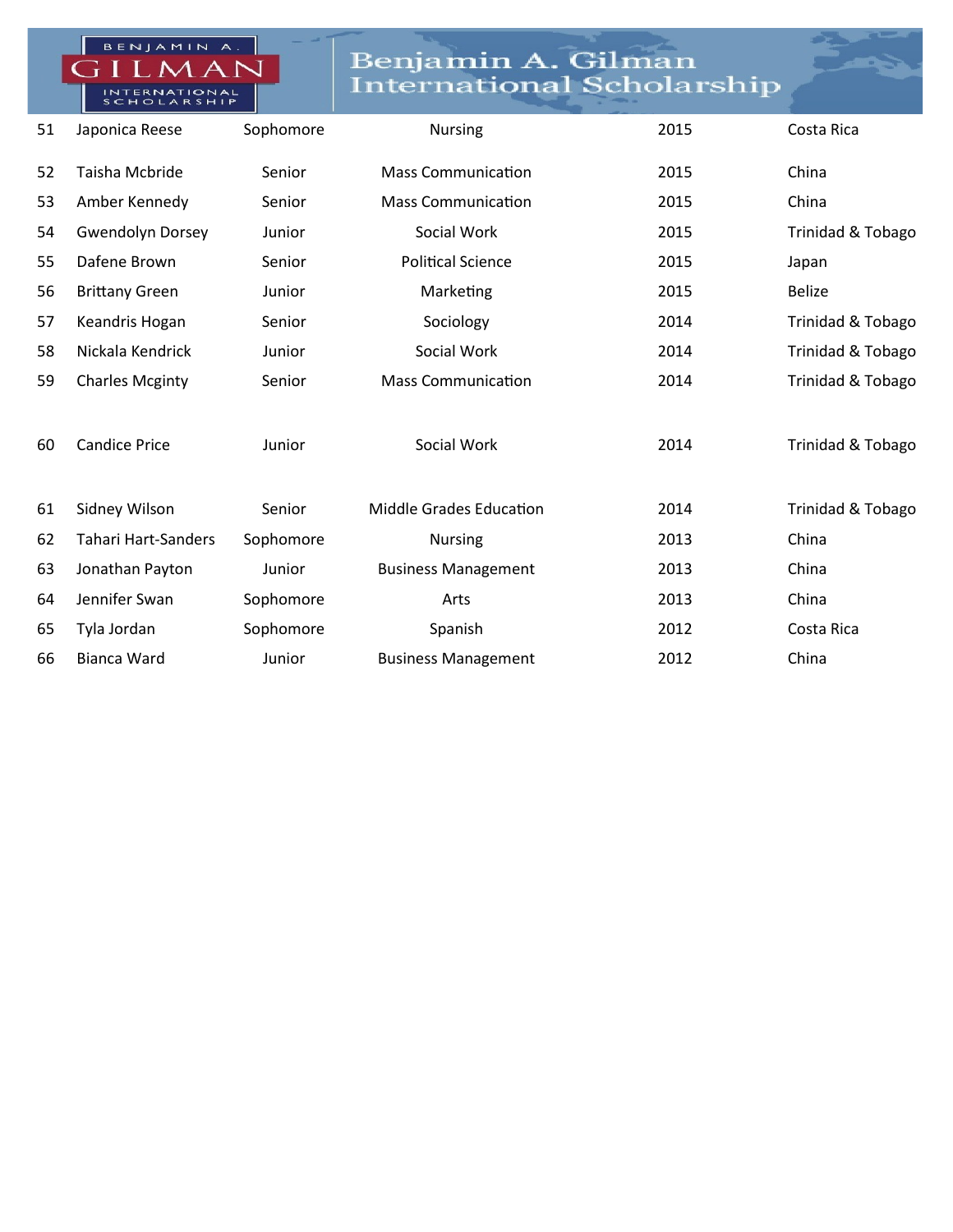# Benjamin A. Gilman International Scholarship

| | | | | | |
|---|---|---|---|---|---|
| 51 | Japonica Reese | Sophomore | Nursing | 2015 | Costa Rica |
| 52 | Taisha Mcbride | Senior | Mass Communication | 2015 | China |
| 53 | Amber Kennedy | Senior | Mass Communication | 2015 | China |
| 54 | Gwendolyn Dorsey | Junior | Social Work | 2015 | Trinidad & Tobago |
| 55 | Dafene Brown | Senior | Political Science | 2015 | Japan |
| 56 | Brittany Green | Junior | Marketing | 2015 | Belize |
| 57 | Keandris Hogan | Senior | Sociology | 2014 | Trinidad & Tobago |
| 58 | Nickala Kendrick | Junior | Social Work | 2014 | Trinidad & Tobago |
| 59 | Charles Mcginty | Senior | Mass Communication | 2014 | Trinidad & Tobago |
| 60 | Candice Price | Junior | Social Work | 2014 | Trinidad & Tobago |
| 61 | Sidney Wilson | Senior | Middle Grades Education | 2014 | Trinidad & Tobago |
| 62 | Tahari Hart-Sanders | Sophomore | Nursing | 2013 | China |
| 63 | Jonathan Payton | Junior | Business Management | 2013 | China |
| 64 | Jennifer Swan | Sophomore | Arts | 2013 | China |
| 65 | Tyla Jordan | Sophomore | Spanish | 2012 | Costa Rica |
| 66 | Bianca Ward | Junior | Business Management | 2012 | China |